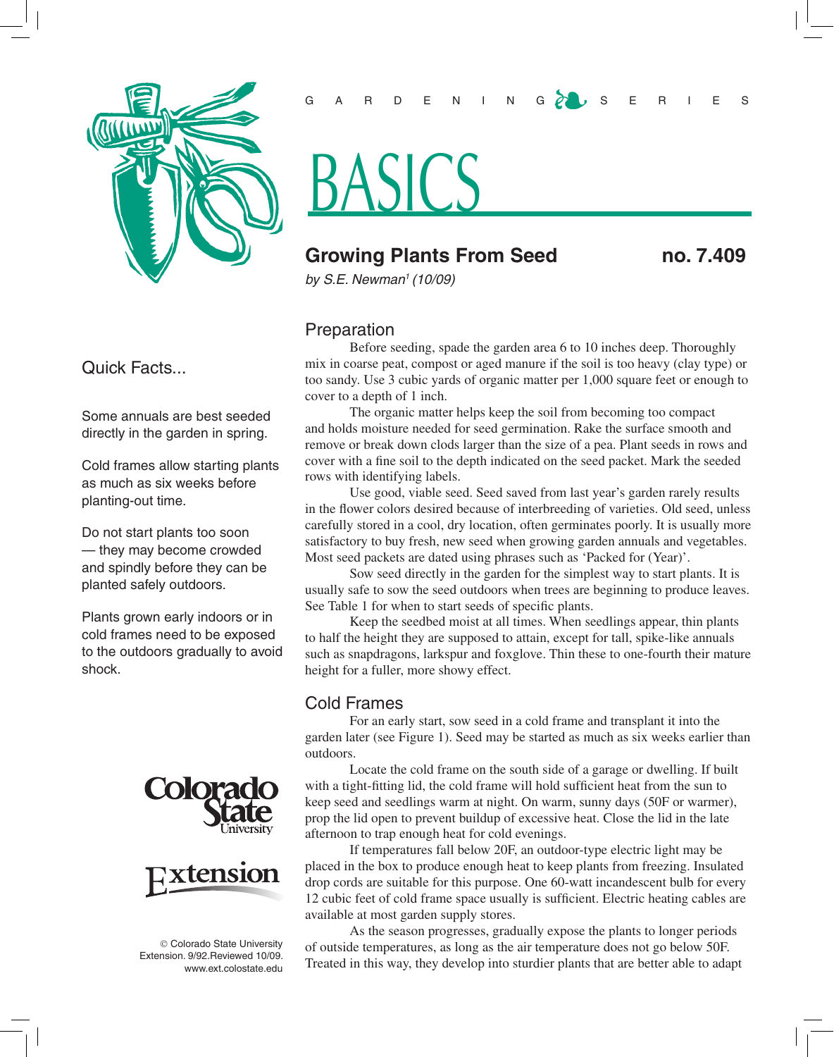GARDENING SERIES

# BASICS

## Growing Plants From Seed

**no. 7.409**

*by S.E. Newman[1] (10/09)*

Quick Facts...

Some annuals are best seeded directly in the garden in spring.

Cold frames allow starting plants as much as six weeks before planting-out time.

Do not start plants too soon — they may become crowded and spindly before they can be planted safely outdoors.

Plants grown early indoors or in cold frames need to be exposed to the outdoors gradually to avoid shock.

© Colorado State University Extension. 9/92.Reviewed 10/09. www.ext.colostate.edu

### Preparation

Before seeding, spade the garden area 6 to 10 inches deep. Thoroughly mix in coarse peat, compost or aged manure if the soil is too heavy (clay type) or too sandy. Use 3 cubic yards of organic matter per 1,000 square feet or enough to cover to a depth of 1 inch.

The organic matter helps keep the soil from becoming too compact and holds moisture needed for seed germination. Rake the surface smooth and remove or break down clods larger than the size of a pea. Plant seeds in rows and cover with a fine soil to the depth indicated on the seed packet. Mark the seeded rows with identifying labels.

Use good, viable seed. Seed saved from last year's garden rarely results in the flower colors desired because of interbreeding of varieties. Old seed, unless carefully stored in a cool, dry location, often germinates poorly. It is usually more satisfactory to buy fresh, new seed when growing garden annuals and vegetables. Most seed packets are dated using phrases such as 'Packed for (Year)'.

Sow seed directly in the garden for the simplest way to start plants. It is usually safe to sow the seed outdoors when trees are beginning to produce leaves. See Table 1 for when to start seeds of specific plants.

Keep the seedbed moist at all times. When seedlings appear, thin plants to half the height they are supposed to attain, except for tall, spike-like annuals such as snapdragons, larkspur and foxglove. Thin these to one-fourth their mature height for a fuller, more showy effect.

### Cold Frames

For an early start, sow seed in a cold frame and transplant it into the garden later (see Figure 1). Seed may be started as much as six weeks earlier than outdoors.

Locate the cold frame on the south side of a garage or dwelling. If built with a tight-fitting lid, the cold frame will hold sufficient heat from the sun to keep seed and seedlings warm at night. On warm, sunny days (50F or warmer), prop the lid open to prevent buildup of excessive heat. Close the lid in the late afternoon to trap enough heat for cold evenings.

If temperatures fall below 20F, an outdoor-type electric light may be placed in the box to produce enough heat to keep plants from freezing. Insulated drop cords are suitable for this purpose. One 60-watt incandescent bulb for every 12 cubic feet of cold frame space usually is sufficient. Electric heating cables are available at most garden supply stores.

As the season progresses, gradually expose the plants to longer periods of outside temperatures, as long as the air temperature does not go below 50F. Treated in this way, they develop into sturdier plants that are better able to adapt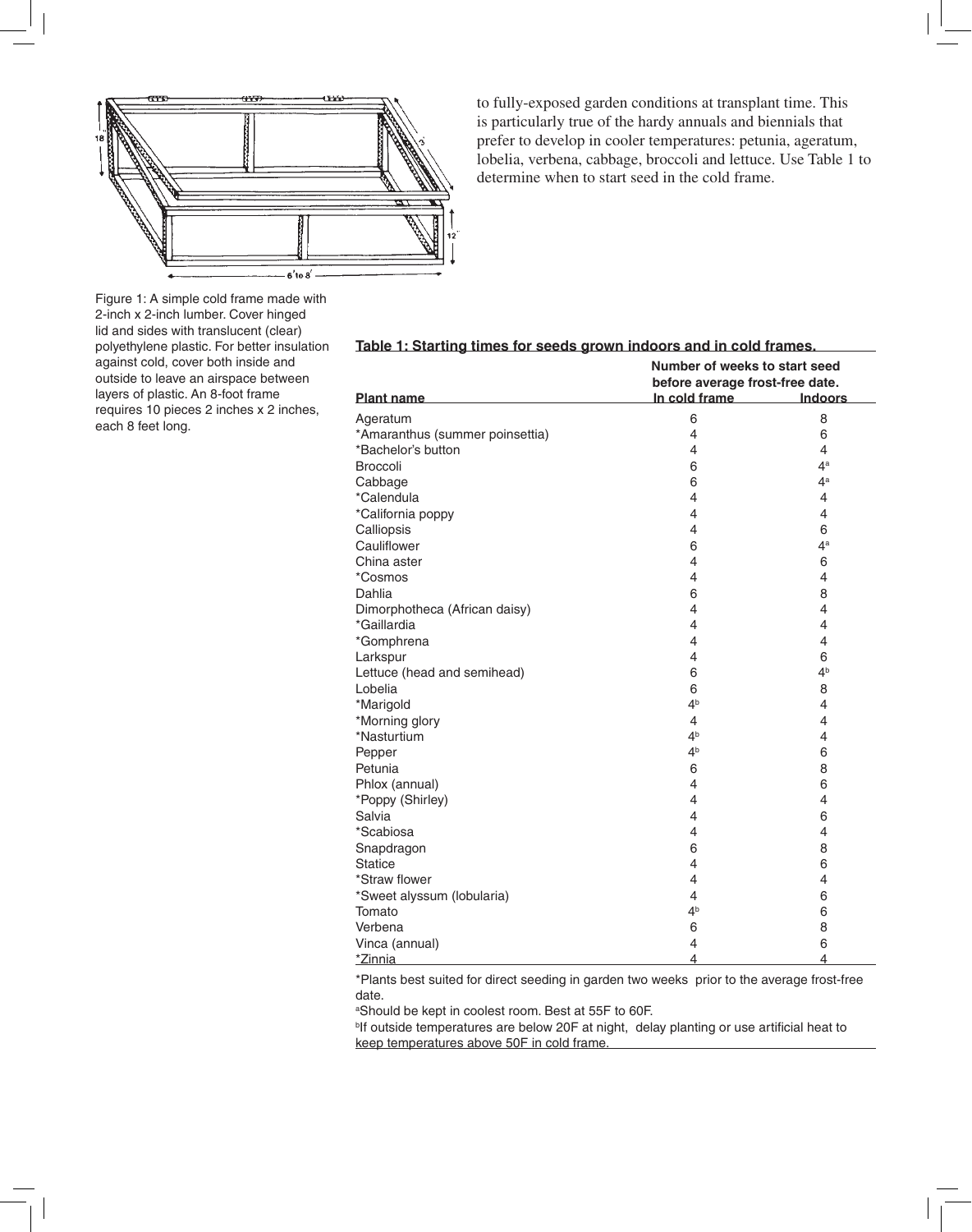to fully-exposed garden conditions at transplant time. This is particularly true of the hardy annuals and biennials that prefer to develop in cooler temperatures: petunia, ageratum, lobelia, verbena, cabbage, broccoli and lettuce. Use Table 1 to determine when to start seed in the cold frame.

Figure 1: A simple cold frame made with 2-inch x 2-inch lumber. Cover hinged lid and sides with translucent (clear) polyethylene plastic. For better insulation against cold, cover both inside and outside to leave an airspace between layers of plastic. An 8-foot frame requires 10 pieces 2 inches x 2 inches, each 8 feet long.

**Table 1: Starting times for seeds grown indoors and in cold frames.**

| Plant name | Number of weeks to start seed before average frost-free date. In cold frame | Indoors |
|---|---|---|
| Ageratum | 6 | 8 |
| *Amaranthus (summer poinsettia) | 4 | 6 |
| *Bachelor's button | 4 | 4 |
| Broccoli | 6 | 4[a] |
| Cabbage | 6 | 4[a] |
| *Calendula | 4 | 4 |
| *California poppy | 4 | 4 |
| Calliopsis | 4 | 6 |
| Cauliflower | 6 | 4[a] |
| China aster | 4 | 6 |
| *Cosmos | 4 | 4 |
| Dahlia | 6 | 8 |
| Dimorphotheca (African daisy) | 4 | 4 |
| *Gaillardia | 4 | 4 |
| *Gomphrena | 4 | 4 |
| Larkspur | 4 | 6 |
| Lettuce (head and semihead) | 6 | 4[b] |
| Lobelia | 6 | 8 |
| *Marigold | 4[b] | 4 |
| *Morning glory | 4 | 4 |
| *Nasturtium | 4[b] | 4 |
| Pepper | 4[b] | 6 |
| Petunia | 6 | 8 |
| Phlox (annual) | 4 | 6 |
| *Poppy (Shirley) | 4 | 4 |
| Salvia | 4 | 6 |
| *Scabiosa | 4 | 4 |
| Snapdragon | 6 | 8 |
| Statice | 4 | 6 |
| *Straw flower | 4 | 4 |
| *Sweet alyssum (lobularia) | 4 | 6 |
| Tomato | 4[b] | 6 |
| Verbena | 6 | 8 |
| Vinca (annual) | 4 | 6 |
| *Zinnia | 4 | 4 |

*Plants best suited for direct seeding in garden two weeks prior to the average frost-free date.

[a]Should be kept in coolest room. Best at 55F to 60F.

[b]If outside temperatures are below 20F at night, delay planting or use artificial heat to keep temperatures above 50F in cold frame.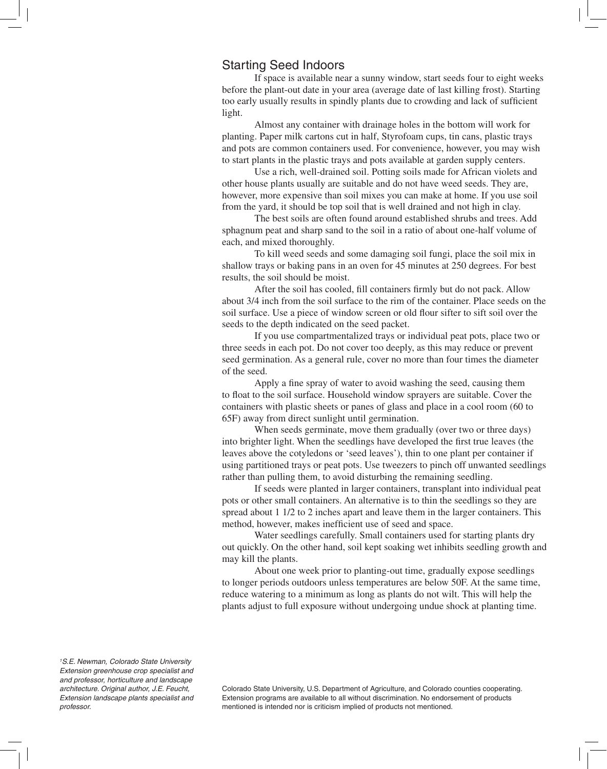## Starting Seed Indoors

If space is available near a sunny window, start seeds four to eight weeks before the plant-out date in your area (average date of last killing frost). Starting too early usually results in spindly plants due to crowding and lack of sufficient light.

Almost any container with drainage holes in the bottom will work for planting. Paper milk cartons cut in half, Styrofoam cups, tin cans, plastic trays and pots are common containers used. For convenience, however, you may wish to start plants in the plastic trays and pots available at garden supply centers.

Use a rich, well-drained soil. Potting soils made for African violets and other house plants usually are suitable and do not have weed seeds. They are, however, more expensive than soil mixes you can make at home. If you use soil from the yard, it should be top soil that is well drained and not high in clay.

The best soils are often found around established shrubs and trees. Add sphagnum peat and sharp sand to the soil in a ratio of about one-half volume of each, and mixed thoroughly.

To kill weed seeds and some damaging soil fungi, place the soil mix in shallow trays or baking pans in an oven for 45 minutes at 250 degrees. For best results, the soil should be moist.

After the soil has cooled, fill containers firmly but do not pack. Allow about 3/4 inch from the soil surface to the rim of the container. Place seeds on the soil surface. Use a piece of window screen or old flour sifter to sift soil over the seeds to the depth indicated on the seed packet.

If you use compartmentalized trays or individual peat pots, place two or three seeds in each pot. Do not cover too deeply, as this may reduce or prevent seed germination. As a general rule, cover no more than four times the diameter of the seed.

Apply a fine spray of water to avoid washing the seed, causing them to float to the soil surface. Household window sprayers are suitable. Cover the containers with plastic sheets or panes of glass and place in a cool room (60 to 65F) away from direct sunlight until germination.

When seeds germinate, move them gradually (over two or three days) into brighter light. When the seedlings have developed the first true leaves (the leaves above the cotyledons or 'seed leaves'), thin to one plant per container if using partitioned trays or peat pots. Use tweezers to pinch off unwanted seedlings rather than pulling them, to avoid disturbing the remaining seedling.

If seeds were planted in larger containers, transplant into individual peat pots or other small containers. An alternative is to thin the seedlings so they are spread about 1 1/2 to 2 inches apart and leave them in the larger containers. This method, however, makes inefficient use of seed and space.

Water seedlings carefully. Small containers used for starting plants dry out quickly. On the other hand, soil kept soaking wet inhibits seedling growth and may kill the plants.

About one week prior to planting-out time, gradually expose seedlings to longer periods outdoors unless temperatures are below 50F. At the same time, reduce watering to a minimum as long as plants do not wilt. This will help the plants adjust to full exposure without undergoing undue shock at planting time.

*[1]S.E. Newman, Colorado State University Extension greenhouse crop specialist and and professor, horticulture and landscape architecture. Original author, J.E. Feucht, Extension landscape plants specialist and professor.*

Colorado State University, U.S. Department of Agriculture, and Colorado counties cooperating. Extension programs are available to all without discrimination. No endorsement of products mentioned is intended nor is criticism implied of products not mentioned.